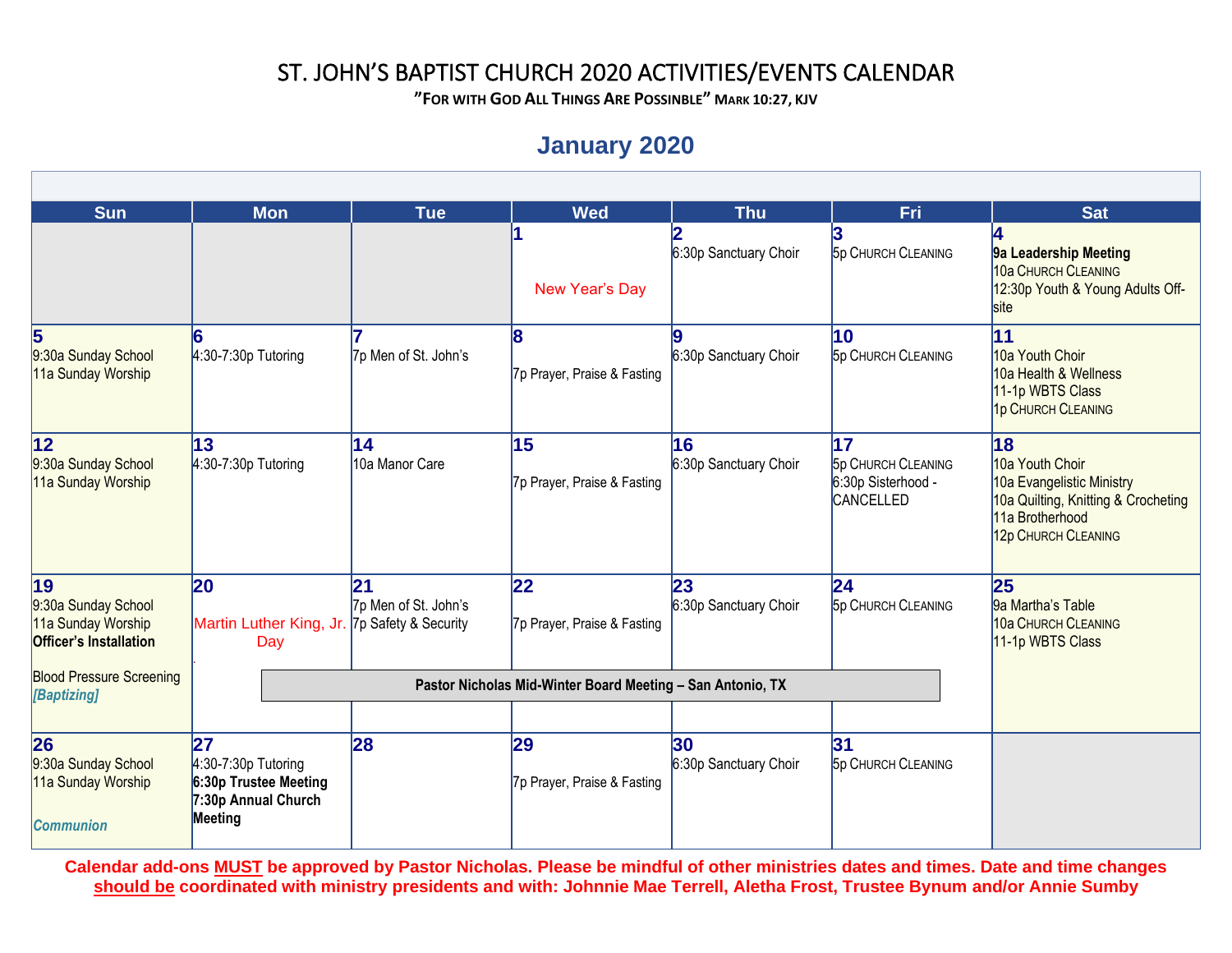# ST. JOHN'S BAPTIST CHURCH 2020 ACTIVITIES/EVENTS CALENDAR

**"FOR WITH GOD ALL THINGS ARE POSSIBLE" MARK 10:27, KJV**

## January 2020

| Sun | Mon | Tue | Wed | Thu | Fri | Sat |
|---|---|---|---|---|---|---|
| | | | **1**<br>New Year's Day | **2**<br>6:30p Sanctuary Choir | **3**<br>5p CHURCH CLEANING | **4**<br>**9a Leadership Meeting**<br>10a CHURCH CLEANING<br>12:30p Youth & Young Adults Off-site |
| **5**<br>9:30a Sunday School<br>11a Sunday Worship | **6**<br>4:30-7:30p Tutoring | **7**<br>7p Men of St. John's | **8**<br>7p Prayer, Praise & Fasting | **9**<br>6:30p Sanctuary Choir | **10**<br>5p CHURCH CLEANING | **11**<br>10a Youth Choir<br>10a Health & Wellness<br>11-1p WBTS Class<br>1p CHURCH CLEANING |
| **12**<br>9:30a Sunday School<br>11a Sunday Worship | **13**<br>4:30-7:30p Tutoring | **14**<br>10a Manor Care | **15**<br>7p Prayer, Praise & Fasting | **16**<br>6:30p Sanctuary Choir | **17**<br>5p CHURCH CLEANING<br>6:30p Sisterhood - CANCELLED | **18**<br>10a Youth Choir<br>10a Evangelistic Ministry<br>10a Quilting, Knitting & Crocheting<br>11a Brotherhood<br>12p CHURCH CLEANING |
| **19**<br>9:30a Sunday School<br>11a Sunday Worship<br>**Officer's Installation**<br>Blood Pressure Screening<br>***[Baptizing]*** | **20**<br>Martin Luther King, Jr. Day | **21**<br>7p Men of St. John's<br>7p Safety & Security | **22**<br>7p Prayer, Praise & Fasting | **23**<br>6:30p Sanctuary Choir | **24**<br>5p CHURCH CLEANING | **25**<br>9a Martha's Table<br>10a CHURCH CLEANING<br>11-1p WBTS Class |
| | **Pastor Nicholas Mid-Winter Board Meeting – San Antonio, TX** (Mon 20 – Fri 24) | | | | | |
| **26**<br>9:30a Sunday School<br>11a Sunday Worship<br>***Communion*** | **27**<br>4:30-7:30p Tutoring<br>**6:30p Trustee Meeting**<br>**7:30p Annual Church Meeting** | **28** | **29**<br>7p Prayer, Praise & Fasting | **30**<br>6:30p Sanctuary Choir | **31**<br>5p CHURCH CLEANING | |

**Calendar add-ons MUST be approved by Pastor Nicholas. Please be mindful of other ministries dates and times. Date and time changes should be coordinated with ministry presidents and with: Johnnie Mae Terrell, Aletha Frost, Trustee Bynum and/or Annie Sumby**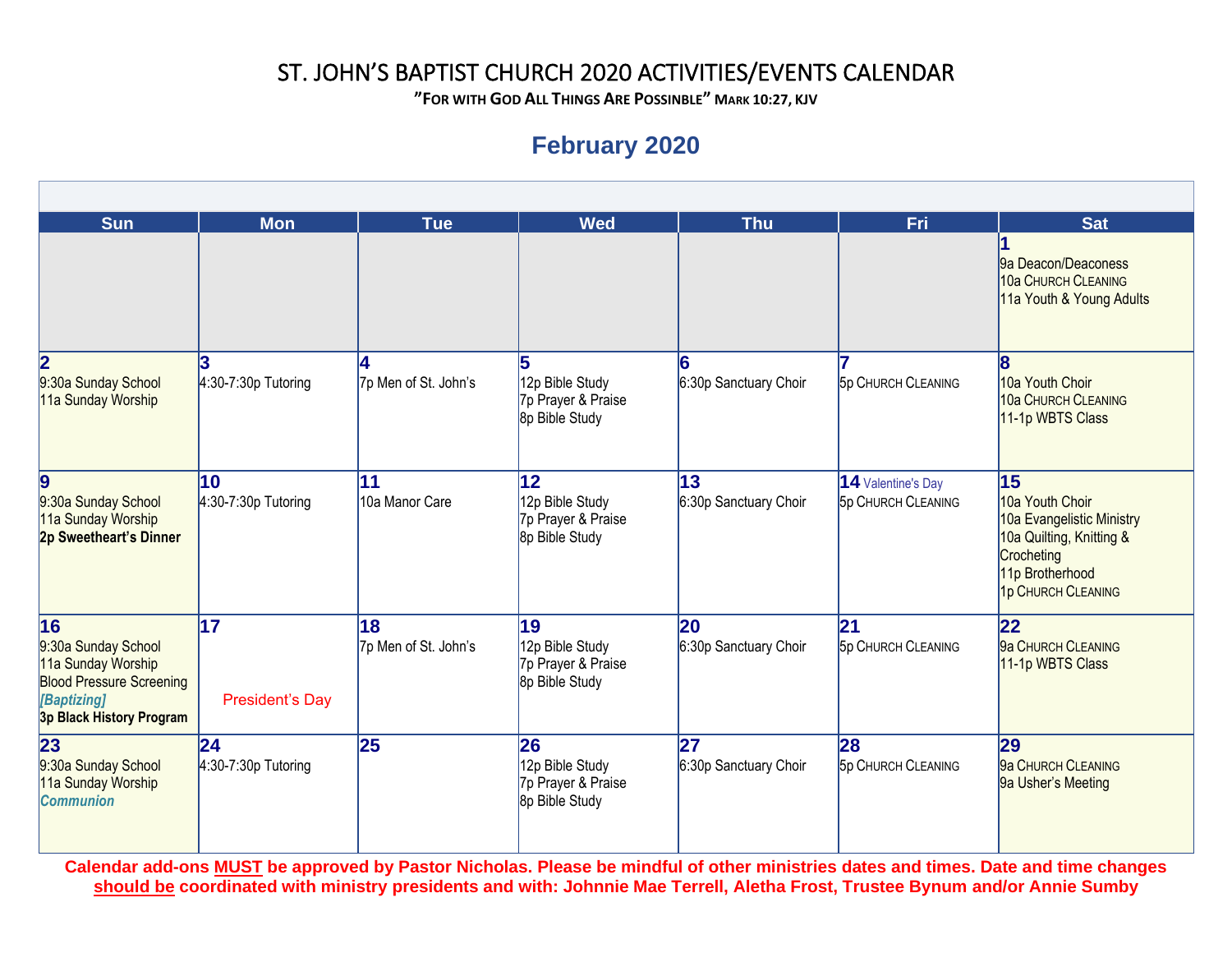# ST. JOHN'S BAPTIST CHURCH 2020 ACTIVITIES/EVENTS CALENDAR

**"FOR WITH GOD ALL THINGS ARE POSSIBLE" MARK 10:27, KJV**

## February 2020

| Sun | Mon | Tue | Wed | Thu | Fri | Sat |
|---|---|---|---|---|---|---|
| | | | | | | **1**<br>9a Deacon/Deaconess<br>10a CHURCH CLEANING<br>11a Youth & Young Adults |
| **2**<br>9:30a Sunday School<br>11a Sunday Worship | **3**<br>4:30-7:30p Tutoring | **4**<br>7p Men of St. John's | **5**<br>12p Bible Study<br>7p Prayer & Praise<br>8p Bible Study | **6**<br>6:30p Sanctuary Choir | **7**<br>5p CHURCH CLEANING | **8**<br>10a Youth Choir<br>10a CHURCH CLEANING<br>11-1p WBTS Class |
| **9**<br>9:30a Sunday School<br>11a Sunday Worship<br>**2p Sweetheart's Dinner** | **10**<br>4:30-7:30p Tutoring | **11**<br>10a Manor Care | **12**<br>12p Bible Study<br>7p Prayer & Praise<br>8p Bible Study | **13**<br>6:30p Sanctuary Choir | **14** Valentine's Day<br>5p CHURCH CLEANING | **15**<br>10a Youth Choir<br>10a Evangelistic Ministry<br>10a Quilting, Knitting & Crocheting<br>11p Brotherhood<br>1p CHURCH CLEANING |
| **16**<br>9:30a Sunday School<br>11a Sunday Worship<br>Blood Pressure Screening<br>***[Baptizing]***<br>**3p Black History Program** | **17**<br>President's Day | **18**<br>7p Men of St. John's | **19**<br>12p Bible Study<br>7p Prayer & Praise<br>8p Bible Study | **20**<br>6:30p Sanctuary Choir | **21**<br>5p CHURCH CLEANING | **22**<br>9a CHURCH CLEANING<br>11-1p WBTS Class |
| **23**<br>9:30a Sunday School<br>11a Sunday Worship<br>***Communion*** | **24**<br>4:30-7:30p Tutoring | **25** | **26**<br>12p Bible Study<br>7p Prayer & Praise<br>8p Bible Study | **27**<br>6:30p Sanctuary Choir | **28**<br>5p CHURCH CLEANING | **29**<br>9a CHURCH CLEANING<br>9a Usher's Meeting |

**Calendar add-ons MUST be approved by Pastor Nicholas. Please be mindful of other ministries dates and times. Date and time changes should be coordinated with ministry presidents and with: Johnnie Mae Terrell, Aletha Frost, Trustee Bynum and/or Annie Sumby**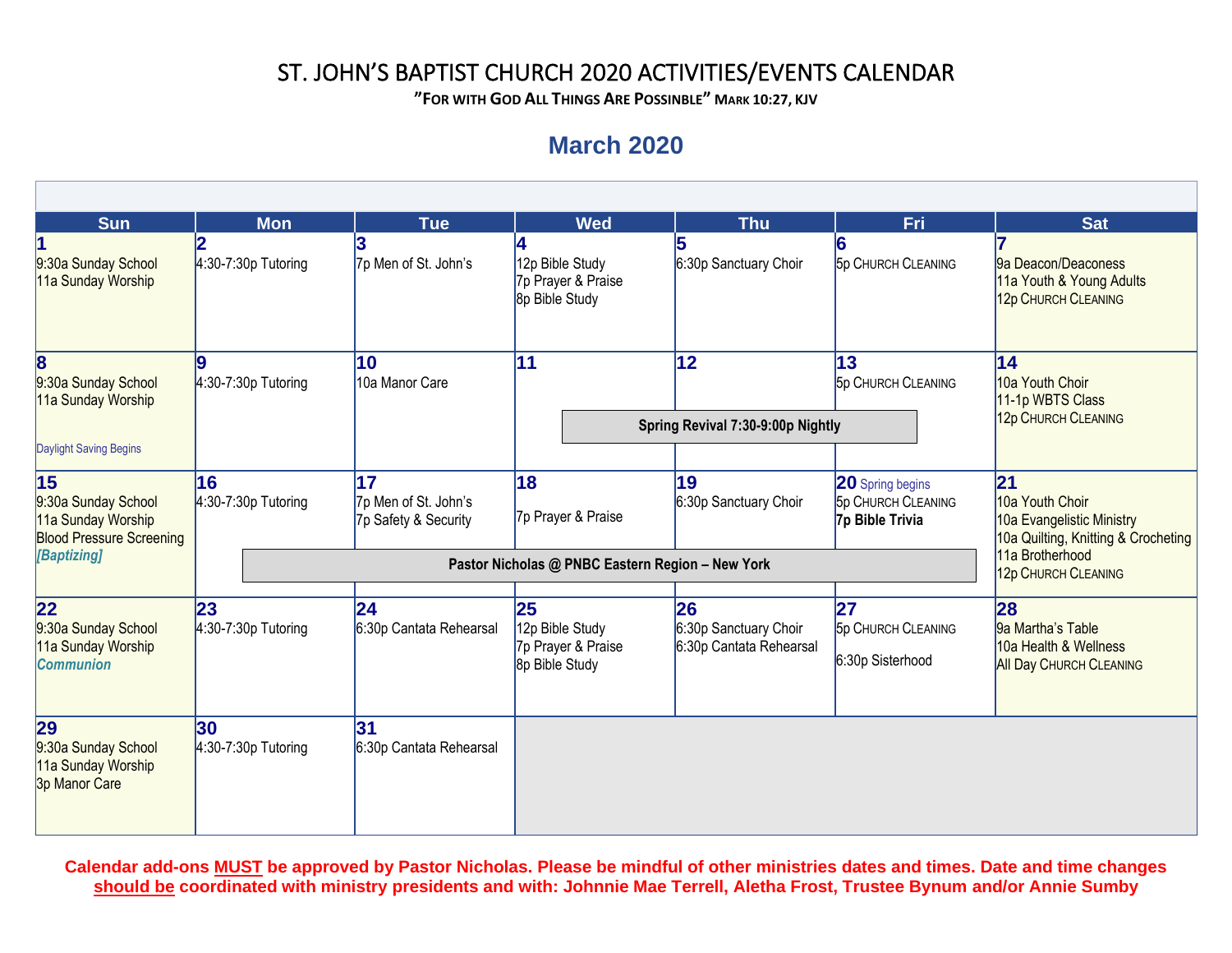# ST. JOHN'S BAPTIST CHURCH 2020 ACTIVITIES/EVENTS CALENDAR

**"FOR WITH GOD ALL THINGS ARE POSSIBLE" MARK 10:27, KJV**

## March 2020

| Sun | Mon | Tue | Wed | Thu | Fri | Sat |
|---|---|---|---|---|---|---|
| **1**<br>9:30a Sunday School<br>11a Sunday Worship | **2**<br>4:30-7:30p Tutoring | **3**<br>7p Men of St. John's | **4**<br>12p Bible Study<br>7p Prayer & Praise<br>8p Bible Study | **5**<br>6:30p Sanctuary Choir | **6**<br>5p CHURCH CLEANING | **7**<br>9a Deacon/Deaconess<br>11a Youth & Young Adults<br>12p CHURCH CLEANING |
| **8**<br>9:30a Sunday School<br>11a Sunday Worship<br>Daylight Saving Begins | **9**<br>4:30-7:30p Tutoring | **10**<br>10a Manor Care | **11**<br>**Spring Revival 7:30-9:00p Nightly** | **12**<br>**Spring Revival 7:30-9:00p Nightly** | **13**<br>5p CHURCH CLEANING<br>**Spring Revival 7:30-9:00p Nightly** | **14**<br>10a Youth Choir<br>11-1p WBTS Class<br>12p CHURCH CLEANING |
| **15**<br>9:30a Sunday School<br>11a Sunday Worship<br>Blood Pressure Screening<br>***[Baptizing]*** | **16**<br>4:30-7:30p Tutoring<br>**Pastor Nicholas @ PNBC Eastern Region – New York** | **17**<br>7p Men of St. John's<br>7p Safety & Security<br>**Pastor Nicholas @ PNBC Eastern Region – New York** | **18**<br>7p Prayer & Praise<br>**Pastor Nicholas @ PNBC Eastern Region – New York** | **19**<br>6:30p Sanctuary Choir<br>**Pastor Nicholas @ PNBC Eastern Region – New York** | **20** Spring begins<br>5p CHURCH CLEANING<br>**7p Bible Trivia**<br>**Pastor Nicholas @ PNBC Eastern Region – New York** | **21**<br>10a Youth Choir<br>10a Evangelistic Ministry<br>10a Quilting, Knitting & Crocheting<br>11a Brotherhood<br>12p CHURCH CLEANING |
| **22**<br>9:30a Sunday School<br>11a Sunday Worship<br>***Communion*** | **23**<br>4:30-7:30p Tutoring | **24**<br>6:30p Cantata Rehearsal | **25**<br>12p Bible Study<br>7p Prayer & Praise<br>8p Bible Study | **26**<br>6:30p Sanctuary Choir<br>6:30p Cantata Rehearsal | **27**<br>5p CHURCH CLEANING<br>6:30p Sisterhood | **28**<br>9a Martha's Table<br>10a Health & Wellness<br>All Day CHURCH CLEANING |
| **29**<br>9:30a Sunday School<br>11a Sunday Worship<br>3p Manor Care | **30**<br>4:30-7:30p Tutoring | **31**<br>6:30p Cantata Rehearsal | | | | |

**Calendar add-ons MUST be approved by Pastor Nicholas. Please be mindful of other ministries dates and times. Date and time changes should be coordinated with ministry presidents and with: Johnnie Mae Terrell, Aletha Frost, Trustee Bynum and/or Annie Sumby**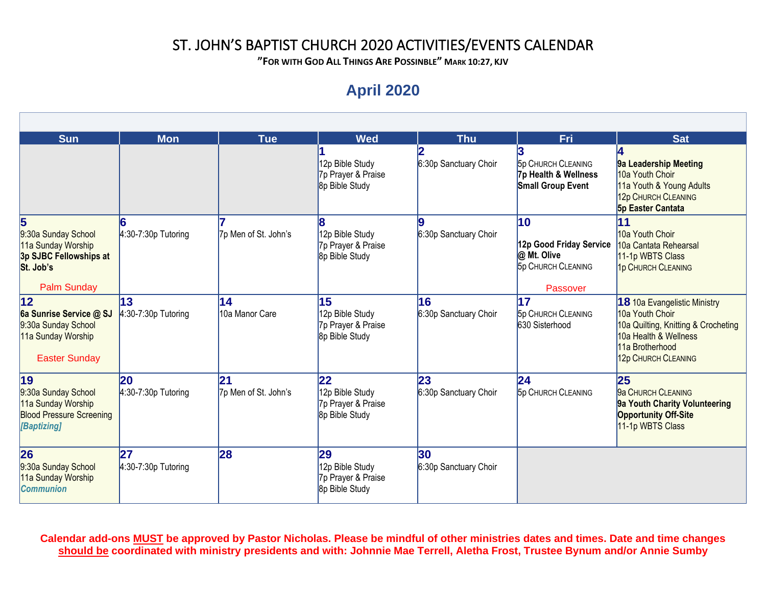# ST. JOHN'S BAPTIST CHURCH 2020 ACTIVITIES/EVENTS CALENDAR

**"For with God All Things Are Possible" Mark 10:27, KJV**

## April 2020

| Sun | Mon | Tue | Wed | Thu | Fri | Sat |
|---|---|---|---|---|---|---|
| | | | **1**<br>12p Bible Study<br>7p Prayer & Praise<br>8p Bible Study | **2**<br>6:30p Sanctuary Choir | **3**<br>5p Church Cleaning<br>**7p Health & Wellness Small Group Event** | **4**<br>**9a Leadership Meeting**<br>10a Youth Choir<br>11a Youth & Young Adults<br>12p Church Cleaning<br>**5p Easter Cantata** |
| **5**<br>9:30a Sunday School<br>11a Sunday Worship<br>**3p SJBC Fellowships at St. Job's**<br>Palm Sunday | **6**<br>4:30-7:30p Tutoring | **7**<br>7p Men of St. John's | **8**<br>12p Bible Study<br>7p Prayer & Praise<br>8p Bible Study | **9**<br>6:30p Sanctuary Choir | **10**<br>**12p Good Friday Service @ Mt. Olive**<br>5p Church Cleaning<br>Passover | **11**<br>10a Youth Choir<br>10a Cantata Rehearsal<br>11-1p WBTS Class<br>1p Church Cleaning |
| **12**<br>**6a Sunrise Service @ SJ**<br>9:30a Sunday School<br>11a Sunday Worship<br>Easter Sunday | **13**<br>4:30-7:30p Tutoring | **14**<br>10a Manor Care | **15**<br>12p Bible Study<br>7p Prayer & Praise<br>8p Bible Study | **16**<br>6:30p Sanctuary Choir | **17**<br>5p Church Cleaning<br>630 Sisterhood | **18** 10a Evangelistic Ministry<br>10a Youth Choir<br>10a Quilting, Knitting & Crocheting<br>10a Health & Wellness<br>11a Brotherhood<br>12p Church Cleaning |
| **19**<br>9:30a Sunday School<br>11a Sunday Worship<br>Blood Pressure Screening<br>***[Baptizing]*** | **20**<br>4:30-7:30p Tutoring | **21**<br>7p Men of St. John's | **22**<br>12p Bible Study<br>7p Prayer & Praise<br>8p Bible Study | **23**<br>6:30p Sanctuary Choir | **24**<br>5p Church Cleaning | **25**<br>9a Church Cleaning<br>**9a Youth Charity Volunteering Opportunity Off-Site**<br>11-1p WBTS Class |
| **26**<br>9:30a Sunday School<br>11a Sunday Worship<br>***Communion*** | **27**<br>4:30-7:30p Tutoring | **28** | **29**<br>12p Bible Study<br>7p Prayer & Praise<br>8p Bible Study | **30**<br>6:30p Sanctuary Choir | | |

**Calendar add-ons MUST be approved by Pastor Nicholas. Please be mindful of other ministries dates and times. Date and time changes should be coordinated with ministry presidents and with: Johnnie Mae Terrell, Aletha Frost, Trustee Bynum and/or Annie Sumby**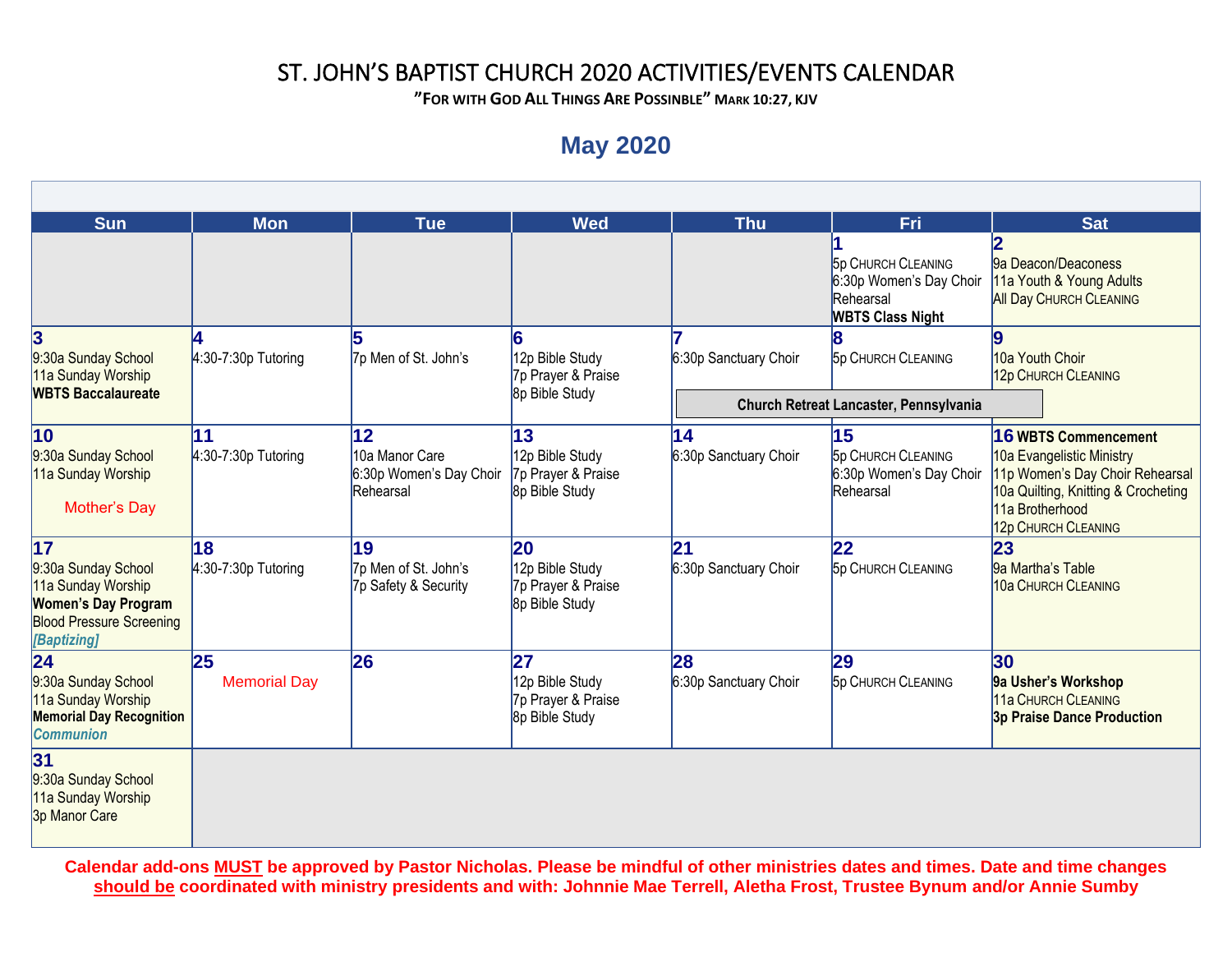# ST. JOHN'S BAPTIST CHURCH 2020 ACTIVITIES/EVENTS CALENDAR

**"FOR WITH GOD ALL THINGS ARE POSSIBLE" MARK 10:27, KJV**

## May 2020

| Sun | Mon | Tue | Wed | Thu | Fri | Sat |
|---|---|---|---|---|---|---|
| | | | | | **1**<br>5p CHURCH CLEANING<br>6:30p Women's Day Choir Rehearsal<br>**WBTS Class Night** | **2**<br>9a Deacon/Deaconess<br>11a Youth & Young Adults<br>All Day CHURCH CLEANING |
| **3**<br>9:30a Sunday School<br>11a Sunday Worship<br>**WBTS Baccalaureate** | **4**<br>4:30-7:30p Tutoring | **5**<br>7p Men of St. John's | **6**<br>12p Bible Study<br>7p Prayer & Praise<br>8p Bible Study | **7**<br>6:30p Sanctuary Choir<br>**Church Retreat Lancaster, Pennsylvania** | **8**<br>5p CHURCH CLEANING<br>**Church Retreat Lancaster, Pennsylvania** | **9**<br>10a Youth Choir<br>12p CHURCH CLEANING<br>**Church Retreat Lancaster, Pennsylvania** |
| **10**<br>9:30a Sunday School<br>11a Sunday Worship<br>Mother's Day | **11**<br>4:30-7:30p Tutoring | **12**<br>10a Manor Care<br>6:30p Women's Day Choir Rehearsal | **13**<br>12p Bible Study<br>7p Prayer & Praise<br>8p Bible Study | **14**<br>6:30p Sanctuary Choir | **15**<br>5p CHURCH CLEANING<br>6:30p Women's Day Choir Rehearsal | **16** **WBTS Commencement**<br>10a Evangelistic Ministry<br>11p Women's Day Choir Rehearsal<br>10a Quilting, Knitting & Crocheting<br>11a Brotherhood<br>12p CHURCH CLEANING |
| **17**<br>9:30a Sunday School<br>11a Sunday Worship<br>**Women's Day Program**<br>Blood Pressure Screening<br>***[Baptizing]*** | **18**<br>4:30-7:30p Tutoring | **19**<br>7p Men of St. John's<br>7p Safety & Security | **20**<br>12p Bible Study<br>7p Prayer & Praise<br>8p Bible Study | **21**<br>6:30p Sanctuary Choir | **22**<br>5p CHURCH CLEANING | **23**<br>9a Martha's Table<br>10a CHURCH CLEANING |
| **24**<br>9:30a Sunday School<br>11a Sunday Worship<br>**Memorial Day Recognition**<br>***Communion*** | **25**<br>Memorial Day | **26** | **27**<br>12p Bible Study<br>7p Prayer & Praise<br>8p Bible Study | **28**<br>6:30p Sanctuary Choir | **29**<br>5p CHURCH CLEANING | **30**<br>**9a Usher's Workshop**<br>11a CHURCH CLEANING<br>**3p Praise Dance Production** |
| **31**<br>9:30a Sunday School<br>11a Sunday Worship<br>3p Manor Care | | | | | | |

**Calendar add-ons MUST be approved by Pastor Nicholas. Please be mindful of other ministries dates and times. Date and time changes should be coordinated with ministry presidents and with: Johnnie Mae Terrell, Aletha Frost, Trustee Bynum and/or Annie Sumby**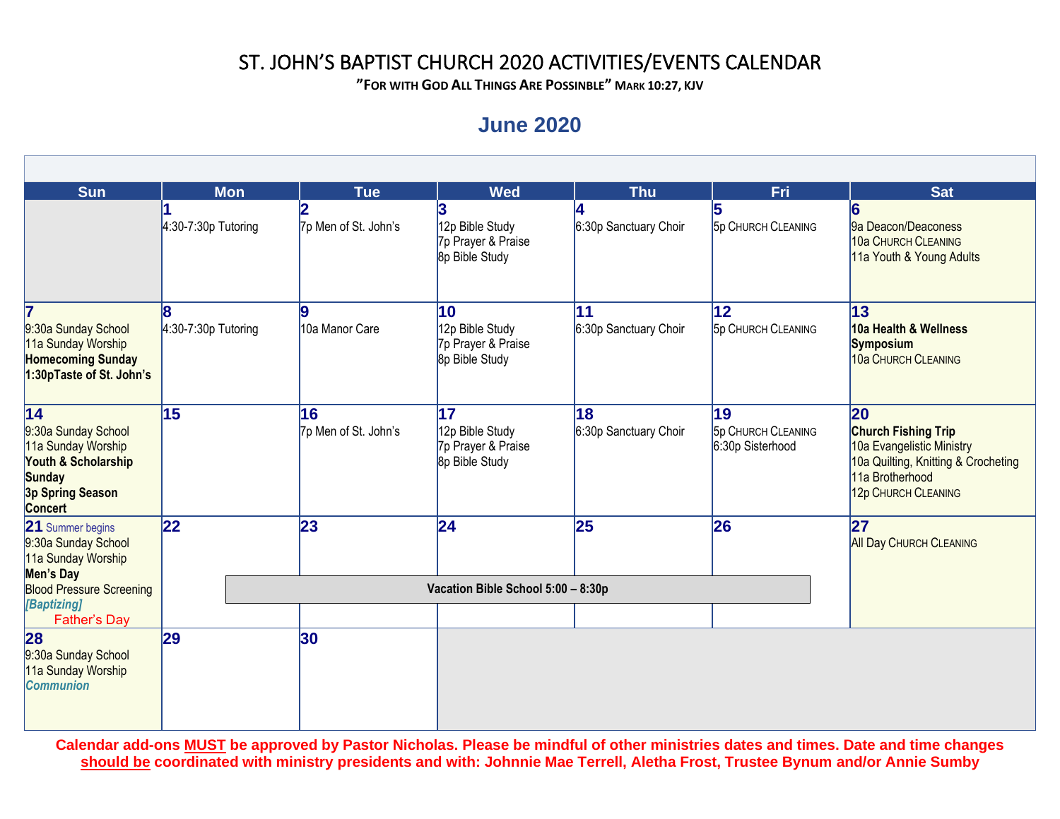# ST. JOHN'S BAPTIST CHURCH 2020 ACTIVITIES/EVENTS CALENDAR

**"FOR WITH GOD ALL THINGS ARE POSSIBLE" MARK 10:27, KJV**

## June 2020

| Sun | Mon | Tue | Wed | Thu | Fri | Sat |
|---|---|---|---|---|---|---|
| | **1**<br>4:30-7:30p Tutoring | **2**<br>7p Men of St. John's | **3**<br>12p Bible Study<br>7p Prayer & Praise<br>8p Bible Study | **4**<br>6:30p Sanctuary Choir | **5**<br>5p CHURCH CLEANING | **6**<br>9a Deacon/Deaconess<br>10a CHURCH CLEANING<br>11a Youth & Young Adults |
| **7**<br>9:30a Sunday School<br>11a Sunday Worship<br>**Homecoming Sunday**<br>**1:30pTaste of St. John's** | **8**<br>4:30-7:30p Tutoring | **9**<br>10a Manor Care | **10**<br>12p Bible Study<br>7p Prayer & Praise<br>8p Bible Study | **11**<br>6:30p Sanctuary Choir | **12**<br>5p CHURCH CLEANING | **13**<br>**10a Health & Wellness Symposium**<br>10a CHURCH CLEANING |
| **14**<br>9:30a Sunday School<br>11a Sunday Worship<br>**Youth & Scholarship Sunday**<br>**3p Spring Season Concert** | **15** | **16**<br>7p Men of St. John's | **17**<br>12p Bible Study<br>7p Prayer & Praise<br>8p Bible Study | **18**<br>6:30p Sanctuary Choir | **19**<br>5p CHURCH CLEANING<br>6:30p Sisterhood | **20**<br>**Church Fishing Trip**<br>10a Evangelistic Ministry<br>10a Quilting, Knitting & Crocheting<br>11a Brotherhood<br>12p CHURCH CLEANING |
| **21** Summer begins<br>9:30a Sunday School<br>11a Sunday Worship<br>**Men's Day**<br>Blood Pressure Screening<br>***[Baptizing]***<br>Father's Day | **22**<br>**Vacation Bible School 5:00 – 8:30p** | **23**<br>**Vacation Bible School 5:00 – 8:30p** | **24**<br>**Vacation Bible School 5:00 – 8:30p** | **25**<br>**Vacation Bible School 5:00 – 8:30p** | **26**<br>**Vacation Bible School 5:00 – 8:30p** | **27**<br>All Day CHURCH CLEANING |
| **28**<br>9:30a Sunday School<br>11a Sunday Worship<br>***Communion*** | **29** | **30** | | | | |

**Calendar add-ons MUST be approved by Pastor Nicholas. Please be mindful of other ministries dates and times. Date and time changes should be coordinated with ministry presidents and with: Johnnie Mae Terrell, Aletha Frost, Trustee Bynum and/or Annie Sumby**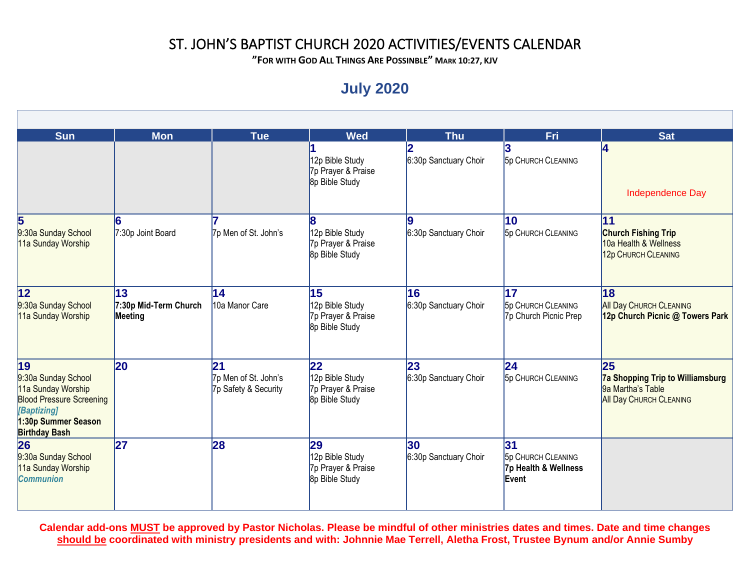# ST. JOHN'S BAPTIST CHURCH 2020 ACTIVITIES/EVENTS CALENDAR

**"FOR WITH GOD ALL THINGS ARE POSSIBLE" MARK 10:27, KJV**

## July 2020

| Sun | Mon | Tue | Wed | Thu | Fri | Sat |
|---|---|---|---|---|---|---|
| | | | **1**<br>12p Bible Study<br>7p Prayer & Praise<br>8p Bible Study | **2**<br>6:30p Sanctuary Choir | **3**<br>5p CHURCH CLEANING | **4**<br>Independence Day |
| **5**<br>9:30a Sunday School<br>11a Sunday Worship | **6**<br>7:30p Joint Board | **7**<br>7p Men of St. John's | **8**<br>12p Bible Study<br>7p Prayer & Praise<br>8p Bible Study | **9**<br>6:30p Sanctuary Choir | **10**<br>5p CHURCH CLEANING | **11**<br>**Church Fishing Trip**<br>10a Health & Wellness<br>12p CHURCH CLEANING |
| **12**<br>9:30a Sunday School<br>11a Sunday Worship | **13**<br>**7:30p Mid-Term Church Meeting** | **14**<br>10a Manor Care | **15**<br>12p Bible Study<br>7p Prayer & Praise<br>8p Bible Study | **16**<br>6:30p Sanctuary Choir | **17**<br>5p CHURCH CLEANING<br>7p Church Picnic Prep | **18**<br>All Day CHURCH CLEANING<br>**12p Church Picnic @ Towers Park** |
| **19**<br>9:30a Sunday School<br>11a Sunday Worship<br>Blood Pressure Screening<br>*[Baptizing]*<br>**1:30p Summer Season Birthday Bash** | **20** | **21**<br>7p Men of St. John's<br>7p Safety & Security | **22**<br>12p Bible Study<br>7p Prayer & Praise<br>8p Bible Study | **23**<br>6:30p Sanctuary Choir | **24**<br>5p CHURCH CLEANING | **25**<br>**7a Shopping Trip to Williamsburg**<br>9a Martha's Table<br>All Day CHURCH CLEANING |
| **26**<br>9:30a Sunday School<br>11a Sunday Worship<br>*Communion* | **27** | **28** | **29**<br>12p Bible Study<br>7p Prayer & Praise<br>8p Bible Study | **30**<br>6:30p Sanctuary Choir | **31**<br>5p CHURCH CLEANING<br>**7p Health & Wellness Event** | |

**Calendar add-ons MUST be approved by Pastor Nicholas. Please be mindful of other ministries dates and times. Date and time changes should be coordinated with ministry presidents and with: Johnnie Mae Terrell, Aletha Frost, Trustee Bynum and/or Annie Sumby**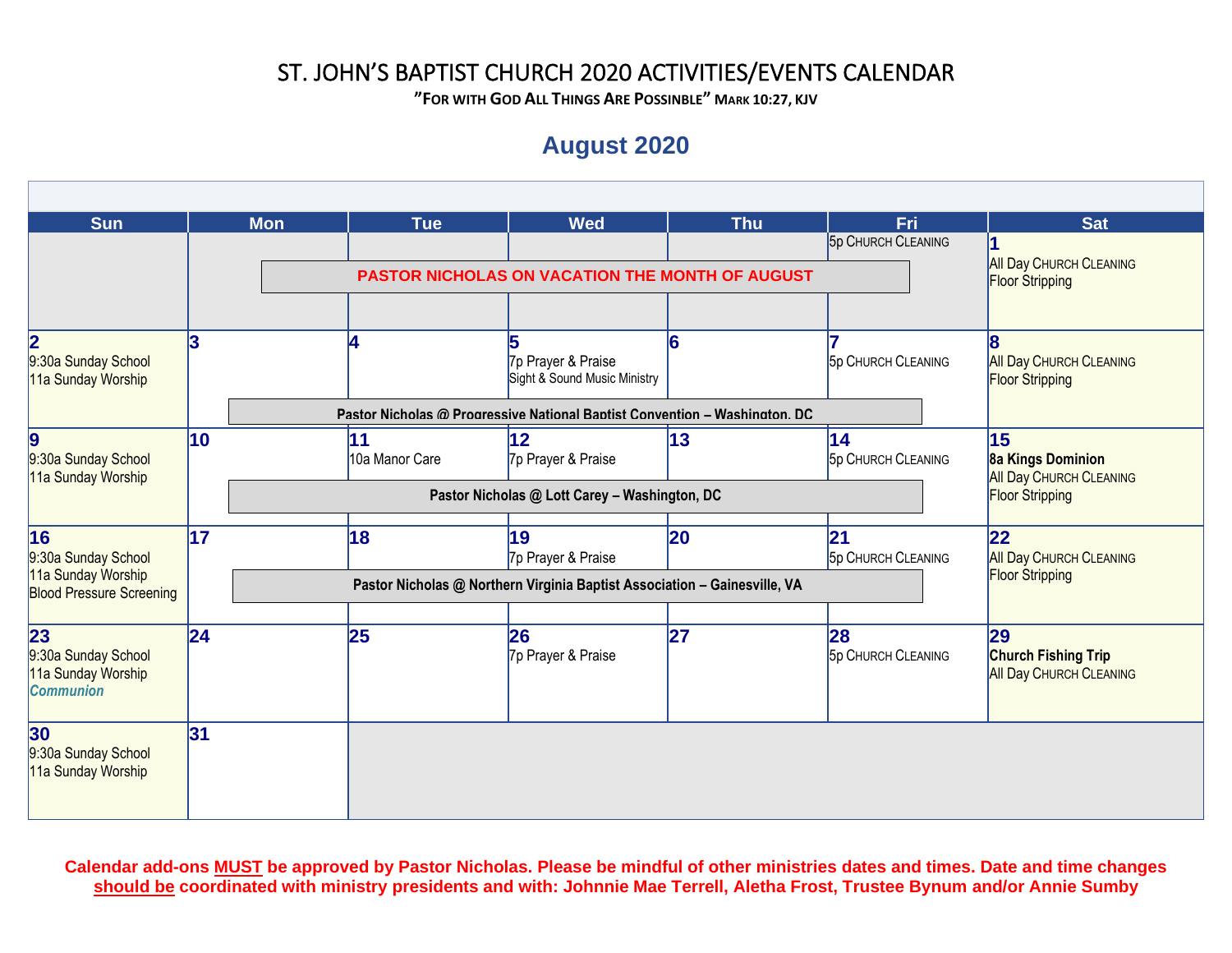# ST. JOHN'S BAPTIST CHURCH 2020 ACTIVITIES/EVENTS CALENDAR

**"FOR WITH GOD ALL THINGS ARE POSSIBLE" MARK 10:27, KJV**

## August 2020

| Sun | Mon | Tue | Wed | Thu | Fri | Sat |
|---|---|---|---|---|---|---|
| | | | | | 5p CHURCH CLEANING | **1** All Day CHURCH CLEANING Floor Stripping |
| **2** 9:30a Sunday School 11a Sunday Worship | **3** | **4** | **5** 7p Prayer & Praise Sight & Sound Music Ministry | **6** | **7** 5p CHURCH CLEANING | **8** All Day CHURCH CLEANING Floor Stripping |
| **9** 9:30a Sunday School 11a Sunday Worship | **10** | **11** 10a Manor Care | **12** 7p Prayer & Praise | **13** | **14** 5p CHURCH CLEANING | **15** **8a Kings Dominion** All Day CHURCH CLEANING Floor Stripping |
| **16** 9:30a Sunday School 11a Sunday Worship Blood Pressure Screening | **17** | **18** | **19** 7p Prayer & Praise | **20** | **21** 5p CHURCH CLEANING | **22** All Day CHURCH CLEANING Floor Stripping |
| **23** 9:30a Sunday School 11a Sunday Worship *Communion* | **24** | **25** | **26** 7p Prayer & Praise | **27** | **28** 5p CHURCH CLEANING | **29** **Church Fishing Trip** All Day CHURCH CLEANING |
| **30** 9:30a Sunday School 11a Sunday Worship | **31** | | | | | |

**PASTOR NICHOLAS ON VACATION THE MONTH OF AUGUST** (Week of Aug 1)

**Pastor Nicholas @ Progressive National Baptist Convention – Washington, DC** (Aug 3–7)

**Pastor Nicholas @ Lott Carey – Washington, DC** (Aug 10–14)

**Pastor Nicholas @ Northern Virginia Baptist Association – Gainesville, VA** (Aug 17–21)

**Calendar add-ons MUST be approved by Pastor Nicholas. Please be mindful of other ministries dates and times. Date and time changes should be coordinated with ministry presidents and with: Johnnie Mae Terrell, Aletha Frost, Trustee Bynum and/or Annie Sumby**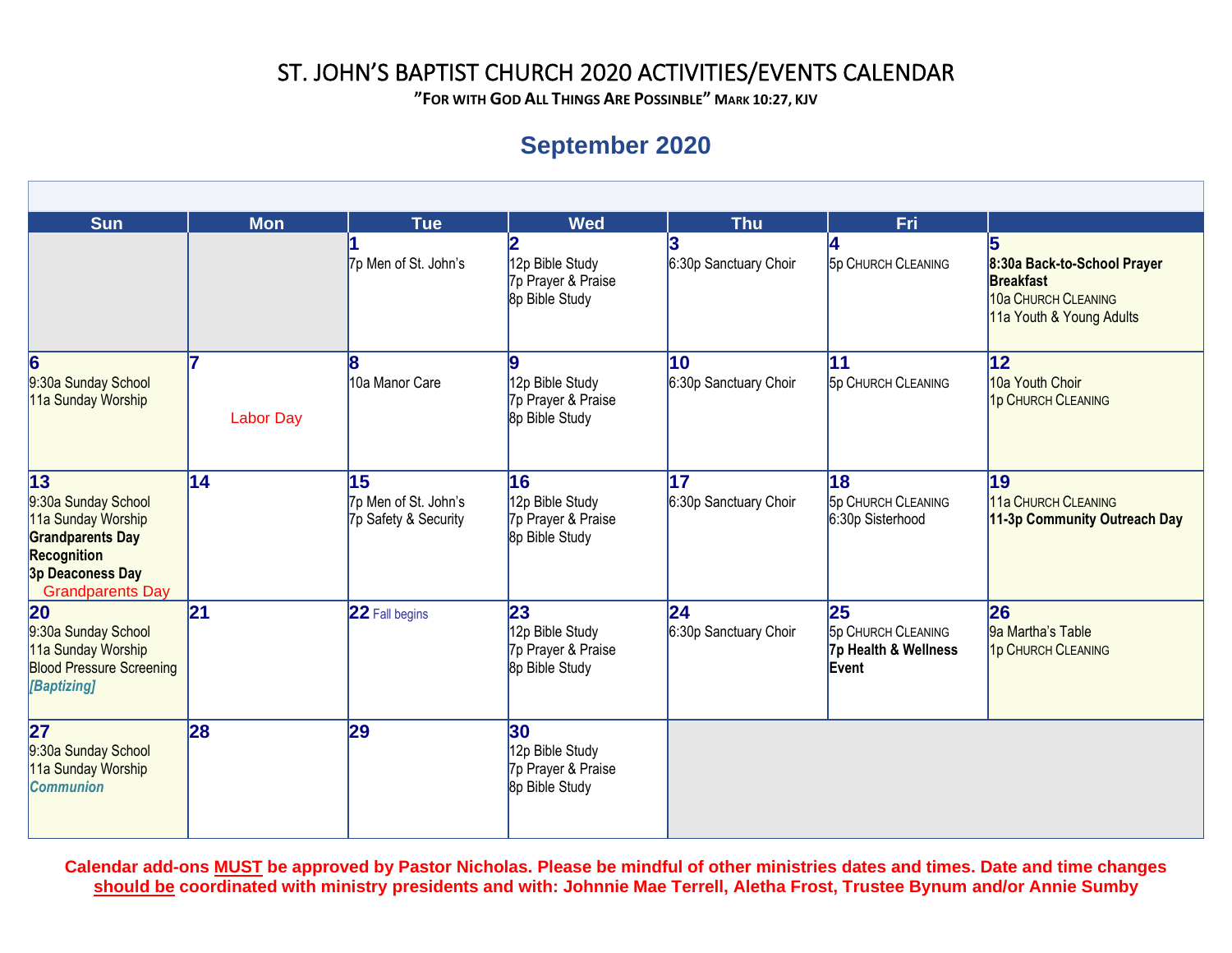# ST. JOHN'S BAPTIST CHURCH 2020 ACTIVITIES/EVENTS CALENDAR

**"FOR WITH GOD ALL THINGS ARE POSSIBLE" MARK 10:27, KJV**

## September 2020

| Sun | Mon | Tue | Wed | Thu | Fri | |
|---|---|---|---|---|---|---|
| | | **1**<br>7p Men of St. John's | **2**<br>12p Bible Study<br>7p Prayer & Praise<br>8p Bible Study | **3**<br>6:30p Sanctuary Choir | **4**<br>5p CHURCH CLEANING | **5**<br>**8:30a Back-to-School Prayer Breakfast**<br>10a CHURCH CLEANING<br>11a Youth & Young Adults |
| **6**<br>9:30a Sunday School<br>11a Sunday Worship | **7**<br>Labor Day | **8**<br>10a Manor Care | **9**<br>12p Bible Study<br>7p Prayer & Praise<br>8p Bible Study | **10**<br>6:30p Sanctuary Choir | **11**<br>5p CHURCH CLEANING | **12**<br>10a Youth Choir<br>1p CHURCH CLEANING |
| **13**<br>9:30a Sunday School<br>11a Sunday Worship<br>**Grandparents Day Recognition**<br>**3p Deaconess Day**<br>Grandparents Day | **14** | **15**<br>7p Men of St. John's<br>7p Safety & Security | **16**<br>12p Bible Study<br>7p Prayer & Praise<br>8p Bible Study | **17**<br>6:30p Sanctuary Choir | **18**<br>5p CHURCH CLEANING<br>6:30p Sisterhood | **19**<br>11a CHURCH CLEANING<br>**11-3p Community Outreach Day** |
| **20**<br>9:30a Sunday School<br>11a Sunday Worship<br>Blood Pressure Screening<br>***[Baptizing]*** | **21** | **22** Fall begins | **23**<br>12p Bible Study<br>7p Prayer & Praise<br>8p Bible Study | **24**<br>6:30p Sanctuary Choir | **25**<br>5p CHURCH CLEANING<br>**7p Health & Wellness Event** | **26**<br>9a Martha's Table<br>1p CHURCH CLEANING |
| **27**<br>9:30a Sunday School<br>11a Sunday Worship<br>***Communion*** | **28** | **29** | **30**<br>12p Bible Study<br>7p Prayer & Praise<br>8p Bible Study | | | |

**Calendar add-ons MUST be approved by Pastor Nicholas. Please be mindful of other ministries dates and times. Date and time changes should be coordinated with ministry presidents and with: Johnnie Mae Terrell, Aletha Frost, Trustee Bynum and/or Annie Sumby**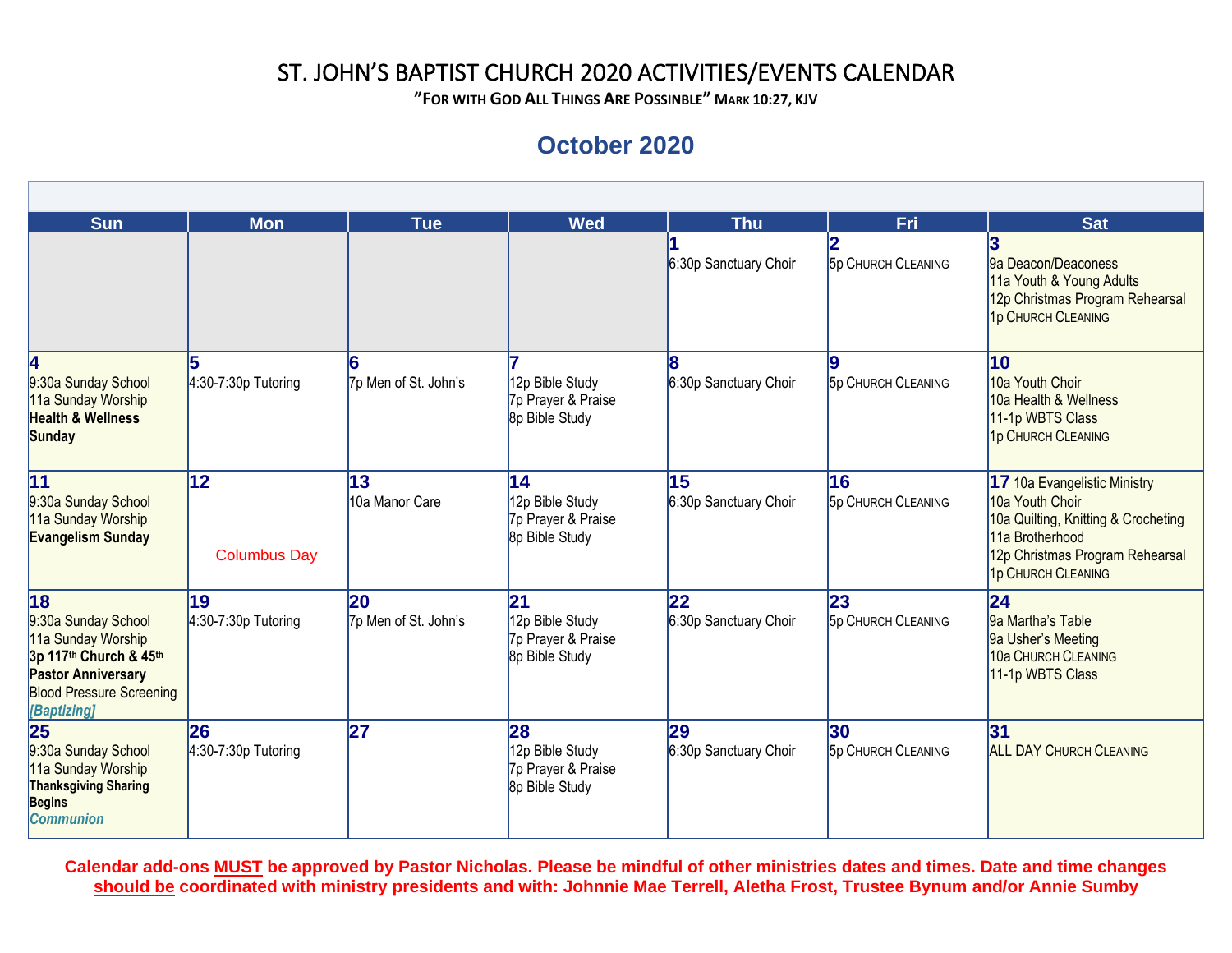# ST. JOHN'S BAPTIST CHURCH 2020 ACTIVITIES/EVENTS CALENDAR

**"FOR WITH GOD ALL THINGS ARE POSSIBLE" MARK 10:27, KJV**

## October 2020

| Sun | Mon | Tue | Wed | Thu | Fri | Sat |
|---|---|---|---|---|---|---|
| | | | | **1**<br>6:30p Sanctuary Choir | **2**<br>5p CHURCH CLEANING | **3**<br>9a Deacon/Deaconess<br>11a Youth & Young Adults<br>12p Christmas Program Rehearsal<br>1p CHURCH CLEANING |
| **4**<br>9:30a Sunday School<br>11a Sunday Worship<br>**Health & Wellness Sunday** | **5**<br>4:30-7:30p Tutoring | **6**<br>7p Men of St. John's | **7**<br>12p Bible Study<br>7p Prayer & Praise<br>8p Bible Study | **8**<br>6:30p Sanctuary Choir | **9**<br>5p CHURCH CLEANING | **10**<br>10a Youth Choir<br>10a Health & Wellness<br>11-1p WBTS Class<br>1p CHURCH CLEANING |
| **11**<br>9:30a Sunday School<br>11a Sunday Worship<br>**Evangelism Sunday** | **12**<br>Columbus Day | **13**<br>10a Manor Care | **14**<br>12p Bible Study<br>7p Prayer & Praise<br>8p Bible Study | **15**<br>6:30p Sanctuary Choir | **16**<br>5p CHURCH CLEANING | **17** 10a Evangelistic Ministry<br>10a Youth Choir<br>10a Quilting, Knitting & Crocheting<br>11a Brotherhood<br>12p Christmas Program Rehearsal<br>1p CHURCH CLEANING |
| **18**<br>9:30a Sunday School<br>11a Sunday Worship<br>**3p 117th Church & 45th Pastor Anniversary**<br>Blood Pressure Screening<br>*[Baptizing]* | **19**<br>4:30-7:30p Tutoring | **20**<br>7p Men of St. John's | **21**<br>12p Bible Study<br>7p Prayer & Praise<br>8p Bible Study | **22**<br>6:30p Sanctuary Choir | **23**<br>5p CHURCH CLEANING | **24**<br>9a Martha's Table<br>9a Usher's Meeting<br>10a CHURCH CLEANING<br>11-1p WBTS Class |
| **25**<br>9:30a Sunday School<br>11a Sunday Worship<br>**Thanksgiving Sharing Begins**<br>*Communion* | **26**<br>4:30-7:30p Tutoring | **27** | **28**<br>12p Bible Study<br>7p Prayer & Praise<br>8p Bible Study | **29**<br>6:30p Sanctuary Choir | **30**<br>5p CHURCH CLEANING | **31**<br>ALL DAY CHURCH CLEANING |

**Calendar add-ons MUST be approved by Pastor Nicholas. Please be mindful of other ministries dates and times. Date and time changes should be coordinated with ministry presidents and with: Johnnie Mae Terrell, Aletha Frost, Trustee Bynum and/or Annie Sumby**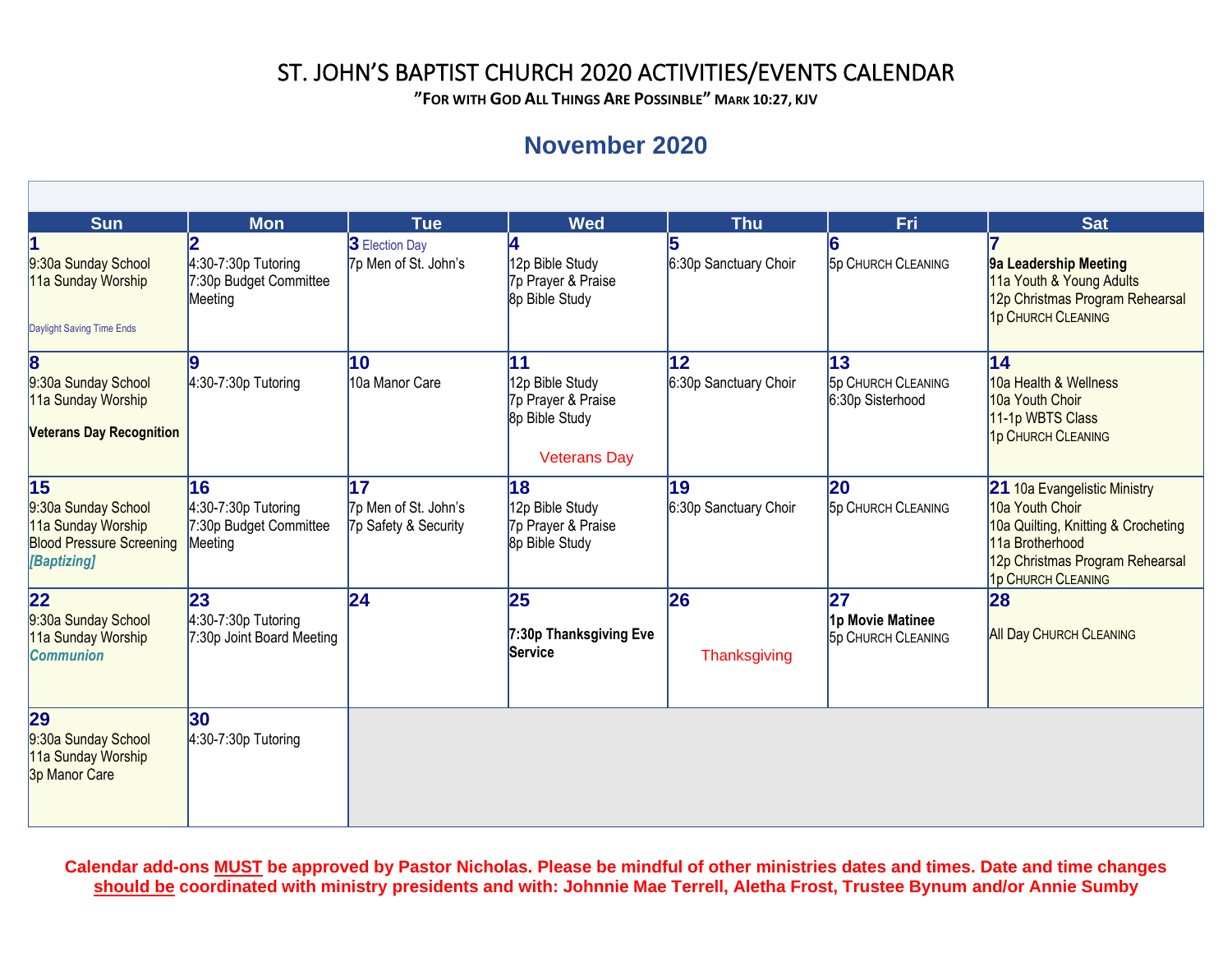# ST. JOHN'S BAPTIST CHURCH 2020 ACTIVITIES/EVENTS CALENDAR

**"FOR WITH GOD ALL THINGS ARE POSSIBLE" MARK 10:27, KJV**

## November 2020

| Sun | Mon | Tue | Wed | Thu | Fri | Sat |
|---|---|---|---|---|---|---|
| **1**<br>9:30a Sunday School<br>11a Sunday Worship<br>Daylight Saving Time Ends | **2**<br>4:30-7:30p Tutoring<br>7:30p Budget Committee Meeting | **3** Election Day<br>7p Men of St. John's | **4**<br>12p Bible Study<br>7p Prayer & Praise<br>8p Bible Study | **5**<br>6:30p Sanctuary Choir | **6**<br>5p CHURCH CLEANING | **7**<br>**9a Leadership Meeting**<br>11a Youth & Young Adults<br>12p Christmas Program Rehearsal<br>1p CHURCH CLEANING |
| **8**<br>9:30a Sunday School<br>11a Sunday Worship<br>**Veterans Day Recognition** | **9**<br>4:30-7:30p Tutoring | **10**<br>10a Manor Care | **11**<br>12p Bible Study<br>7p Prayer & Praise<br>8p Bible Study<br>Veterans Day | **12**<br>6:30p Sanctuary Choir | **13**<br>5p CHURCH CLEANING<br>6:30p Sisterhood | **14**<br>10a Health & Wellness<br>10a Youth Choir<br>11-1p WBTS Class<br>1p CHURCH CLEANING |
| **15**<br>9:30a Sunday School<br>11a Sunday Worship<br>Blood Pressure Screening<br>***[Baptizing]*** | **16**<br>4:30-7:30p Tutoring<br>7:30p Budget Committee Meeting | **17**<br>7p Men of St. John's<br>7p Safety & Security | **18**<br>12p Bible Study<br>7p Prayer & Praise<br>8p Bible Study | **19**<br>6:30p Sanctuary Choir | **20**<br>5p CHURCH CLEANING | **21** 10a Evangelistic Ministry<br>10a Youth Choir<br>10a Quilting, Knitting & Crocheting<br>11a Brotherhood<br>12p Christmas Program Rehearsal<br>1p CHURCH CLEANING |
| **22**<br>9:30a Sunday School<br>11a Sunday Worship<br>***Communion*** | **23**<br>4:30-7:30p Tutoring<br>7:30p Joint Board Meeting | **24** | **25**<br>**7:30p Thanksgiving Eve Service** | **26**<br>Thanksgiving | **27**<br>**1p Movie Matinee**<br>5p CHURCH CLEANING | **28**<br>All Day CHURCH CLEANING |
| **29**<br>9:30a Sunday School<br>11a Sunday Worship<br>3p Manor Care | **30**<br>4:30-7:30p Tutoring | | | | | |

**Calendar add-ons MUST be approved by Pastor Nicholas. Please be mindful of other ministries dates and times. Date and time changes should be coordinated with ministry presidents and with: Johnnie Mae Terrell, Aletha Frost, Trustee Bynum and/or Annie Sumby**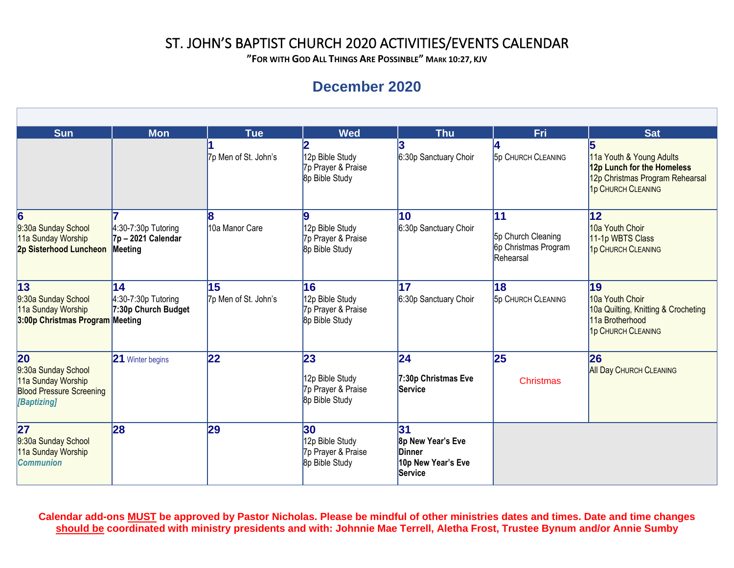# ST. JOHN'S BAPTIST CHURCH 2020 ACTIVITIES/EVENTS CALENDAR

**"For with God All Things Are Possible" Mark 10:27, KJV**

## December 2020

| Sun | Mon | Tue | Wed | Thu | Fri | Sat |
|---|---|---|---|---|---|---|
| | | **1**<br>7p Men of St. John's | **2**<br>12p Bible Study<br>7p Prayer & Praise<br>8p Bible Study | **3**<br>6:30p Sanctuary Choir | **4**<br>5p Church Cleaning | **5**<br>11a Youth & Young Adults<br>**12p Lunch for the Homeless**<br>12p Christmas Program Rehearsal<br>1p Church Cleaning |
| **6**<br>9:30a Sunday School<br>11a Sunday Worship<br>**2p Sisterhood Luncheon** | **7**<br>4:30-7:30p Tutoring<br>**7p – 2021 Calendar Meeting** | **8**<br>10a Manor Care | **9**<br>12p Bible Study<br>7p Prayer & Praise<br>8p Bible Study | **10**<br>6:30p Sanctuary Choir | **11**<br>5p Church Cleaning<br>6p Christmas Program Rehearsal | **12**<br>10a Youth Choir<br>11-1p WBTS Class<br>1p Church Cleaning |
| **13**<br>9:30a Sunday School<br>11a Sunday Worship<br>**3:00p Christmas Program** | **14**<br>4:30-7:30p Tutoring<br>**7:30p Church Budget Meeting** | **15**<br>7p Men of St. John's | **16**<br>12p Bible Study<br>7p Prayer & Praise<br>8p Bible Study | **17**<br>6:30p Sanctuary Choir | **18**<br>5p Church Cleaning | **19**<br>10a Youth Choir<br>10a Quilting, Knitting & Crocheting<br>11a Brotherhood<br>1p Church Cleaning |
| **20**<br>9:30a Sunday School<br>11a Sunday Worship<br>Blood Pressure Screening<br>***[Baptizing]*** | **21** Winter begins | **22** | **23**<br>12p Bible Study<br>7p Prayer & Praise<br>8p Bible Study | **24**<br>**7:30p Christmas Eve Service** | **25**<br>Christmas | **26**<br>All Day Church Cleaning |
| **27**<br>9:30a Sunday School<br>11a Sunday Worship<br>***Communion*** | **28** | **29** | **30**<br>12p Bible Study<br>7p Prayer & Praise<br>8p Bible Study | **31**<br>**8p New Year's Eve Dinner**<br>**10p New Year's Eve Service** | | |

**Calendar add-ons MUST be approved by Pastor Nicholas. Please be mindful of other ministries dates and times. Date and time changes should be coordinated with ministry presidents and with: Johnnie Mae Terrell, Aletha Frost, Trustee Bynum and/or Annie Sumby**